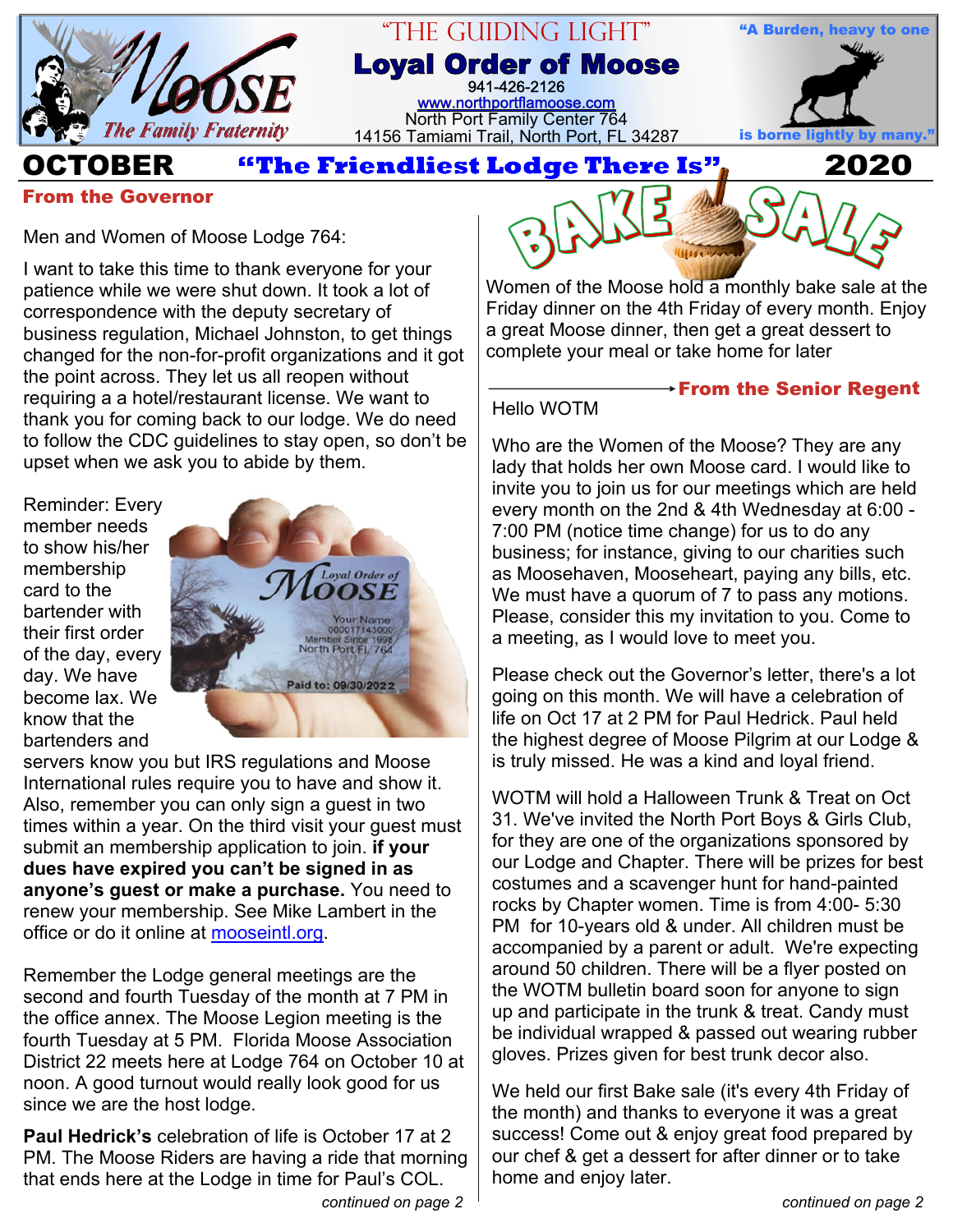# "THE GUIDING LIGHT"

# Loyal Order of Moose

941-426-2126
www.northportflamoose.com
North Port Family Center 764
14156 Tamiami Trail, North Port, FL 34287

"A Burden, heavy to one is borne lightly by many."

The Family Fraternity

**OCTOBER** **"The Friendliest Lodge There Is"** **2020**

## From the Governor

Men and Women of Moose Lodge 764:

I want to take this time to thank everyone for your patience while we were shut down. It took a lot of correspondence with the deputy secretary of business regulation, Michael Johnston, to get things changed for the non-for-profit organizations and it got the point across. They let us all reopen without requiring a a hotel/restaurant license. We want to thank you for coming back to our lodge. We do need to follow the CDC guidelines to stay open, so don't be upset when we ask you to abide by them.

Reminder: Every member needs to show his/her membership card to the bartender with their first order of the day, every day. We have become lax. We know that the bartenders and servers know you but IRS regulations and Moose International rules require you to have and show it. Also, remember you can only sign a guest in two times within a year. On the third visit your guest must submit an membership application to join. **if your dues have expired you can't be signed in as anyone's guest or make a purchase.** You need to renew your membership. See Mike Lambert in the office or do it online at mooseintl.org.

Remember the Lodge general meetings are the second and fourth Tuesday of the month at 7 PM in the office annex. The Moose Legion meeting is the fourth Tuesday at 5 PM. Florida Moose Association District 22 meets here at Lodge 764 on October 10 at noon. A good turnout would really look good for us since we are the host lodge.

**Paul Hedrick's** celebration of life is October 17 at 2 PM. The Moose Riders are having a ride that morning that ends here at the Lodge in time for Paul's COL.

*continued on page 2*

## BAKE SALE

Women of the Moose hold a monthly bake sale at the Friday dinner on the 4th Friday of every month. Enjoy a great Moose dinner, then get a great dessert to complete your meal or take home for later

## From the Senior Regent

Hello WOTM

Who are the Women of the Moose? They are any lady that holds her own Moose card. I would like to invite you to join us for our meetings which are held every month on the 2nd & 4th Wednesday at 6:00 - 7:00 PM (notice time change) for us to do any business; for instance, giving to our charities such as Moosehaven, Mooseheart, paying any bills, etc. We must have a quorum of 7 to pass any motions. Please, consider this my invitation to you. Come to a meeting, as I would love to meet you.

Please check out the Governor's letter, there's a lot going on this month. We will have a celebration of life on Oct 17 at 2 PM for Paul Hedrick. Paul held the highest degree of Moose Pilgrim at our Lodge & is truly missed. He was a kind and loyal friend.

WOTM will hold a Halloween Trunk & Treat on Oct 31. We've invited the North Port Boys & Girls Club, for they are one of the organizations sponsored by our Lodge and Chapter. There will be prizes for best costumes and a scavenger hunt for hand-painted rocks by Chapter women. Time is from 4:00- 5:30 PM for 10-years old & under. All children must be accompanied by a parent or adult. We're expecting around 50 children. There will be a flyer posted on the WOTM bulletin board soon for anyone to sign up and participate in the trunk & treat. Candy must be individual wrapped & passed out wearing rubber gloves. Prizes given for best trunk decor also.

We held our first Bake sale (it's every 4th Friday of the month) and thanks to everyone it was a great success! Come out & enjoy great food prepared by our chef & get a dessert for after dinner or to take home and enjoy later.

*continued on page 2*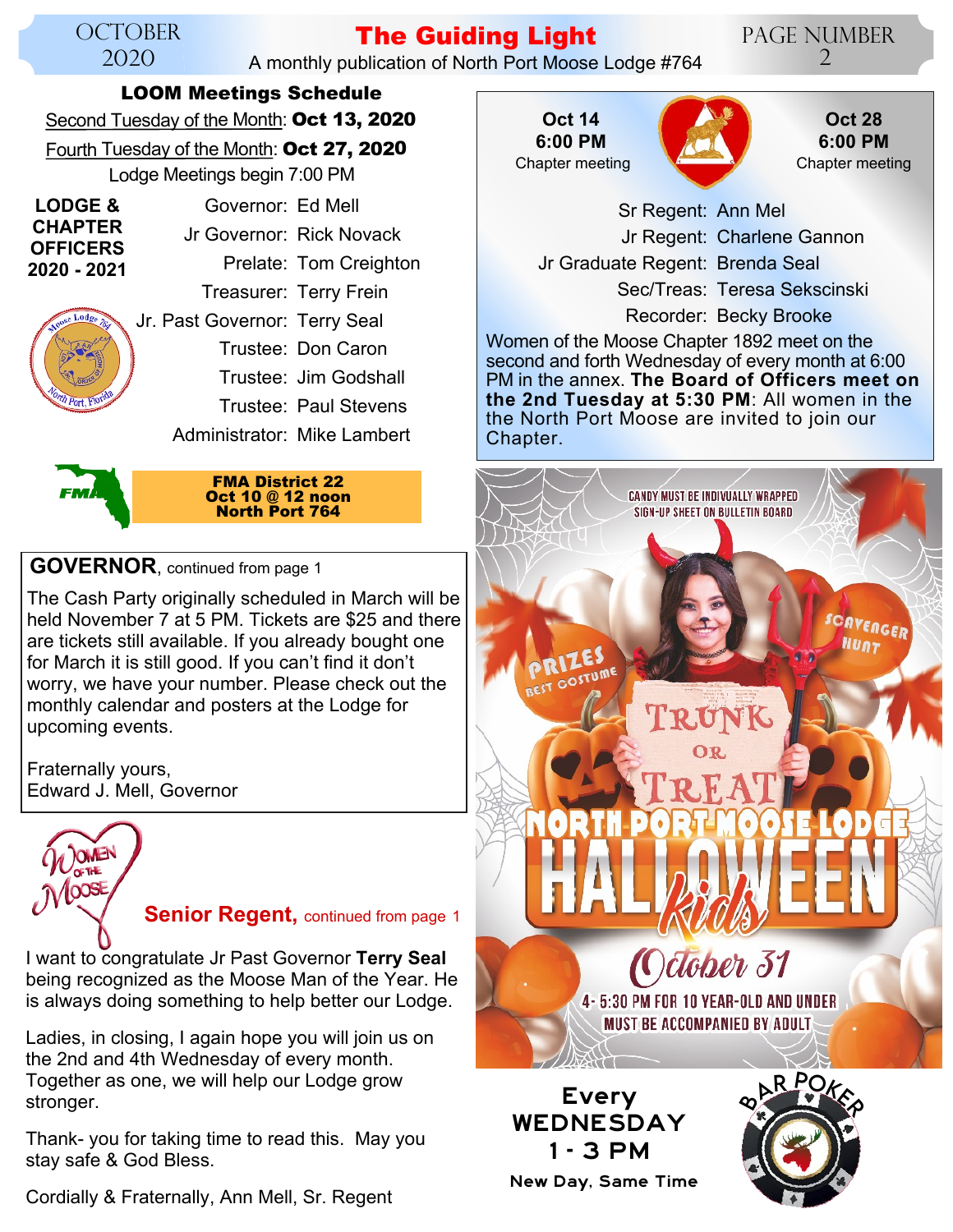## LOOM Meetings Schedule

Second Tuesday of the Month: **Oct 13, 2020**

Fourth Tuesday of the Month: **Oct 27, 2020**

Lodge Meetings begin 7:00 PM

**LODGE & CHAPTER OFFICERS 2020 - 2021**

Governor: Ed Mell
Jr Governor: Rick Novack
Prelate: Tom Creighton
Treasurer: Terry Frein
Jr. Past Governor: Terry Seal
Trustee: Don Caron
Trustee: Jim Godshall
Trustee: Paul Stevens
Administrator: Mike Lambert

**FMA District 22**
**Oct 10 @ 12 noon**
**North Port 764**

### GOVERNOR, continued from page 1

The Cash Party originally scheduled in March will be held November 7 at 5 PM. Tickets are $25 and there are tickets still available. If you already bought one for March it is still good. If you can't find it don't worry, we have your number. Please check out the monthly calendar and posters at the Lodge for upcoming events.

Fraternally yours,
Edward J. Mell, Governor

### Senior Regent, continued from page 1

I want to congratulate Jr Past Governor **Terry Seal** being recognized as the Moose Man of the Year. He is always doing something to help better our Lodge.

Ladies, in closing, I again hope you will join us on the 2nd and 4th Wednesday of every month. Together as one, we will help our Lodge grow stronger.

Thank- you for taking time to read this. May you stay safe & God Bless.

Cordially & Fraternally, Ann Mell, Sr. Regent

**Oct 14**
**6:00 PM**
Chapter meeting

**Oct 28**
**6:00 PM**
Chapter meeting

Sr Regent: Ann Mel
Jr Regent: Charlene Gannon
Jr Graduate Regent: Brenda Seal
Sec/Treas: Teresa Sekscinski
Recorder: Becky Brooke

Women of the Moose Chapter 1892 meet on the second and forth Wednesday of every month at 6:00 PM in the annex. **The Board of Officers meet on the 2nd Tuesday at 5:30 PM**: All women in the the North Port Moose are invited to join our Chapter.

CANDY MUST BE INDIVUALLY WRAPPED
SIGN-UP SHEET ON BULLETIN BOARD

PRIZES BEST COSTUME

SCAVENGER HUNT

TRUNK OR TREAT

NORTH PORT MOOSE LODGE
HALLOWEEN *Kids*

*October 31*

4- 5:30 PM FOR 10 YEAR-OLD AND UNDER
MUST BE ACCOMPANIED BY ADULT

**Every WEDNESDAY 1 - 3 PM**

**New Day, Same Time**

BAR POKER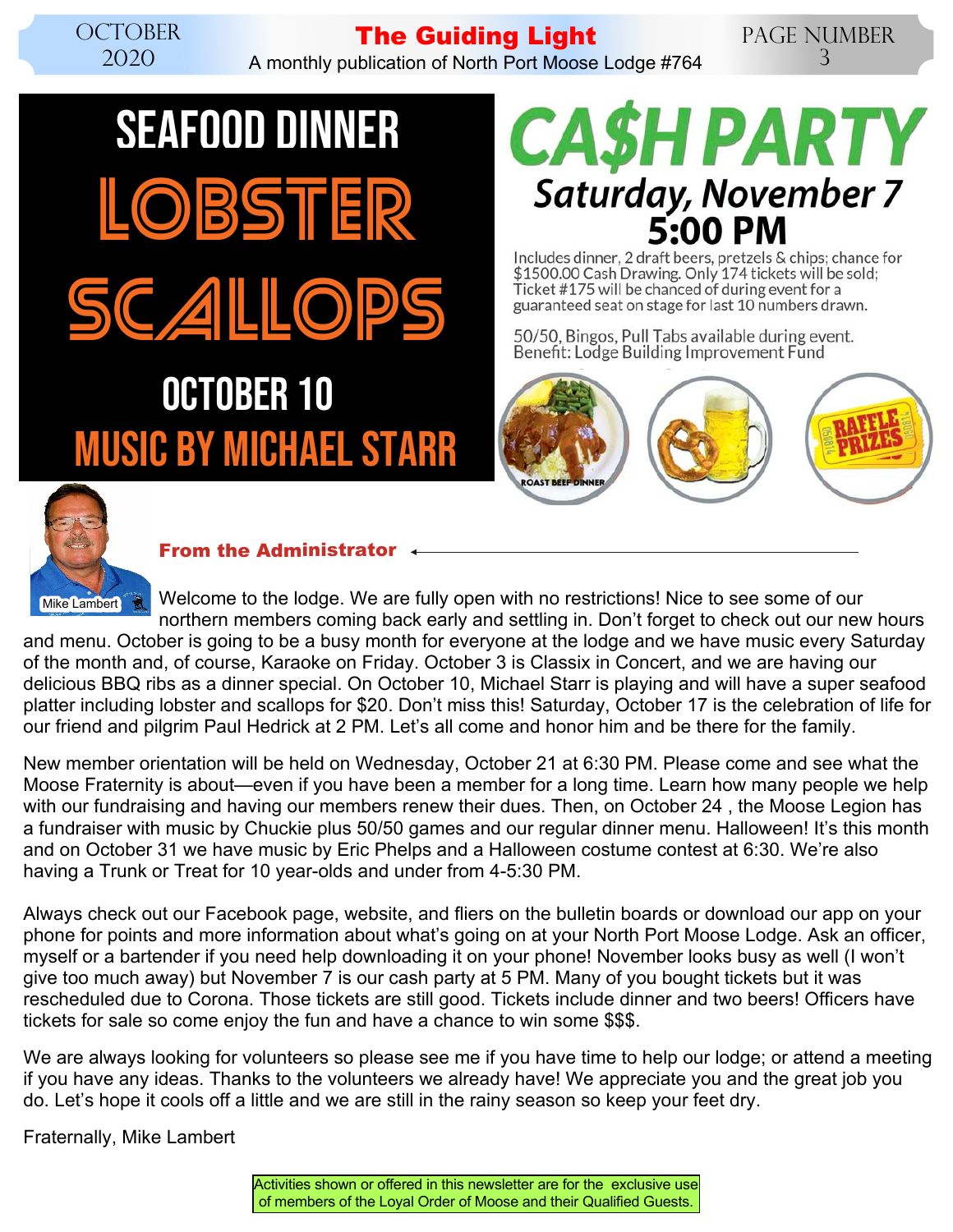# SEAFOOD DINNER

## LOBSTER SCALLOPS

## OCTOBER 10

## MUSIC BY MICHAEL STARR

# CA$H PARTY

**Saturday, November 7**
**5:00 PM**

Includes dinner, 2 draft beers, pretzels & chips; chance for $1500.00 Cash Drawing. Only 174 tickets will be sold; Ticket #175 will be chanced of during event for a guaranteed seat on stage for last 10 numbers drawn.

50/50, Bingos, Pull Tabs available during event.
Benefit: Lodge Building Improvement Fund

ROAST BEEF DINNER

RAFFLE PRIZES

Mike Lambert

## From the Administrator

Welcome to the lodge. We are fully open with no restrictions! Nice to see some of our northern members coming back early and settling in. Don't forget to check out our new hours and menu. October is going to be a busy month for everyone at the lodge and we have music every Saturday of the month and, of course, Karaoke on Friday. October 3 is Classix in Concert, and we are having our delicious BBQ ribs as a dinner special. On October 10, Michael Starr is playing and will have a super seafood platter including lobster and scallops for $20. Don't miss this! Saturday, October 17 is the celebration of life for our friend and pilgrim Paul Hedrick at 2 PM. Let's all come and honor him and be there for the family.

New member orientation will be held on Wednesday, October 21 at 6:30 PM. Please come and see what the Moose Fraternity is about—even if you have been a member for a long time. Learn how many people we help with our fundraising and having our members renew their dues. Then, on October 24 , the Moose Legion has a fundraiser with music by Chuckie plus 50/50 games and our regular dinner menu. Halloween! It's this month and on October 31 we have music by Eric Phelps and a Halloween costume contest at 6:30. We're also having a Trunk or Treat for 10 year-olds and under from 4-5:30 PM.

Always check out our Facebook page, website, and fliers on the bulletin boards or download our app on your phone for points and more information about what's going on at your North Port Moose Lodge. Ask an officer, myself or a bartender if you need help downloading it on your phone! November looks busy as well (I won't give too much away) but November 7 is our cash party at 5 PM. Many of you bought tickets but it was rescheduled due to Corona. Those tickets are still good. Tickets include dinner and two beers! Officers have tickets for sale so come enjoy the fun and have a chance to win some $$$.

We are always looking for volunteers so please see me if you have time to help our lodge; or attend a meeting if you have any ideas. Thanks to the volunteers we already have! We appreciate you and the great job you do. Let's hope it cools off a little and we are still in the rainy season so keep your feet dry.

Fraternally, Mike Lambert

Activities shown or offered in this newsletter are for the exclusive use of members of the Loyal Order of Moose and their Qualified Guests.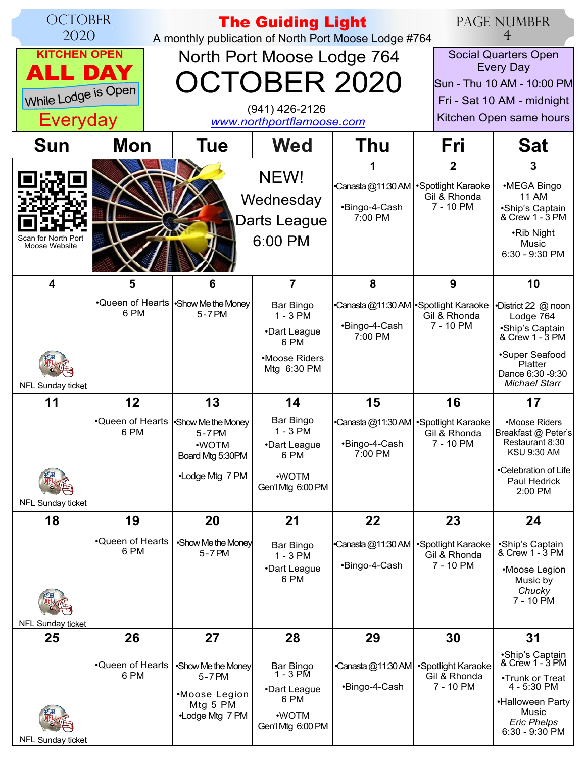OCTOBER 2020

# The Guiding Light

A monthly publication of North Port Moose Lodge #764

**KITCHEN OPEN ALL DAY** While Lodge is Open Everyday

## North Port Moose Lodge 764

# OCTOBER 2020

(941) 426-2126

www.northportflamoose.com

Social Quarters Open Every Day
Sun - Thu 10 AM - 10:00 PM
Fri - Sat 10 AM - midnight
Kitchen Open same hours

| Sun | Mon | Tue | Wed | Thu | Fri | Sat |
|---|---|---|---|---|---|---|
| Scan for North Port Moose Website | | | NEW! Wednesday Darts League 6:00 PM | **1** •Canasta @11:30 AM •Bingo-4-Cash 7:00 PM | **2** •Spotlight Karaoke Gil & Rhonda 7 - 10 PM | **3** •MEGA Bingo 11 AM •Ship's Captain & Crew 1 - 3 PM •Rib Night Music 6:30 - 9:30 PM |
| **4** NFL Sunday ticket | **5** •Queen of Hearts 6 PM | **6** •Show Me the Money 5-7 PM | **7** Bar Bingo 1 - 3 PM •Dart League 6 PM •Moose Riders Mtg 6:30 PM | **8** •Canasta @11:30 AM •Bingo-4-Cash 7:00 PM | **9** •Spotlight Karaoke Gil & Rhonda 7 - 10 PM | **10** •District 22 @ noon Lodge 764 •Ship's Captain & Crew 1 - 3 PM •Super Seafood Platter Dance 6:30 -9:30 *Michael Starr* |
| **11** NFL Sunday ticket | **12** •Queen of Hearts 6 PM | **13** •Show Me the Money 5-7 PM •WOTM Board Mtg 5:30PM •Lodge Mtg 7 PM | **14** Bar Bingo 1 - 3 PM •Dart League 6 PM •WOTM Gen'l Mtg 6:00 PM | **15** •Canasta @11:30 AM •Bingo-4-Cash 7:00 PM | **16** •Spotlight Karaoke Gil & Rhonda 7 - 10 PM | **17** •Moose Riders Breakfast @ Peter's Restaurant 8:30 KSU 9:30 AM •Celebration of Life Paul Hedrick 2:00 PM |
| **18** NFL Sunday ticket | **19** •Queen of Hearts 6 PM | **20** •Show Me the Money 5-7 PM | **21** Bar Bingo 1 - 3 PM •Dart League 6 PM | **22** •Canasta @11:30 AM •Bingo-4-Cash | **23** •Spotlight Karaoke Gil & Rhonda 7 - 10 PM | **24** •Ship's Captain & Crew 1 - 3 PM •Moose Legion Music by *Chucky* 7 - 10 PM |
| **25** NFL Sunday ticket | **26** •Queen of Hearts 6 PM | **27** •Show Me the Money 5-7 PM •Moose Legion Mtg 5 PM •Lodge Mtg 7 PM | **28** Bar Bingo 1 - 3 PM •Dart League 6 PM •WOTM Gen'l Mtg 6:00 PM | **29** •Canasta @11:30 AM •Bingo-4-Cash | **30** •Spotlight Karaoke Gil & Rhonda 7 - 10 PM | **31** •Ship's Captain & Crew 1 - 3 PM •Trunk or Treat 4 - 5:30 PM •Halloween Party Music *Eric Phelps* 6:30 - 9:30 PM |